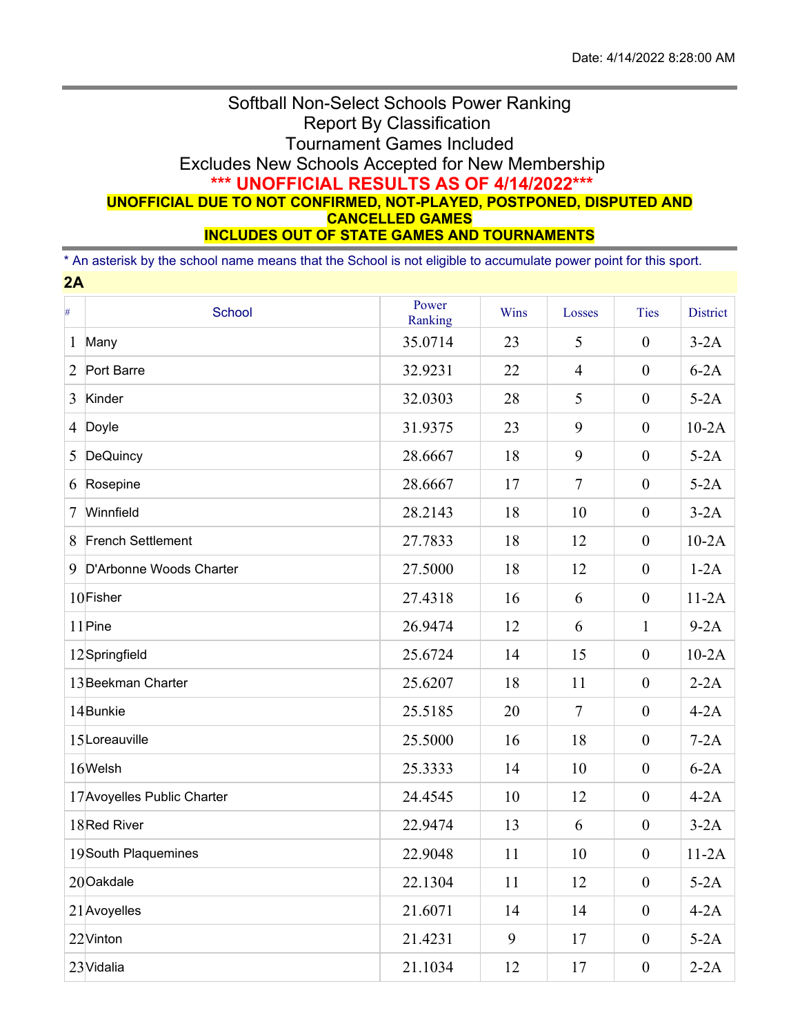Date: 4/14/2022 8:28:00 AM

# Softball Non-Select Schools Power Ranking
## Report By Classification
## Tournament Games Included
## Excludes New Schools Accepted for New Membership

**\*\*\* UNOFFICIAL RESULTS AS OF 4/14/2022\*\*\***

**UNOFFICIAL DUE TO NOT CONFIRMED, NOT-PLAYED, POSTPONED, DISPUTED AND CANCELLED GAMES**

**INCLUDES OUT OF STATE GAMES AND TOURNAMENTS**

* An asterisk by the school name means that the School is not eligible to accumulate power point for this sport.

## 2A

| # | School | Power Ranking | Wins | Losses | Ties | District |
|---|---|---|---|---|---|---|
| 1 | Many | 35.0714 | 23 | 5 | 0 | 3-2A |
| 2 | Port Barre | 32.9231 | 22 | 4 | 0 | 6-2A |
| 3 | Kinder | 32.0303 | 28 | 5 | 0 | 5-2A |
| 4 | Doyle | 31.9375 | 23 | 9 | 0 | 10-2A |
| 5 | DeQuincy | 28.6667 | 18 | 9 | 0 | 5-2A |
| 6 | Rosepine | 28.6667 | 17 | 7 | 0 | 5-2A |
| 7 | Winnfield | 28.2143 | 18 | 10 | 0 | 3-2A |
| 8 | French Settlement | 27.7833 | 18 | 12 | 0 | 10-2A |
| 9 | D'Arbonne Woods Charter | 27.5000 | 18 | 12 | 0 | 1-2A |
| 10 | Fisher | 27.4318 | 16 | 6 | 0 | 11-2A |
| 11 | Pine | 26.9474 | 12 | 6 | 1 | 9-2A |
| 12 | Springfield | 25.6724 | 14 | 15 | 0 | 10-2A |
| 13 | Beekman Charter | 25.6207 | 18 | 11 | 0 | 2-2A |
| 14 | Bunkie | 25.5185 | 20 | 7 | 0 | 4-2A |
| 15 | Loreauville | 25.5000 | 16 | 18 | 0 | 7-2A |
| 16 | Welsh | 25.3333 | 14 | 10 | 0 | 6-2A |
| 17 | Avoyelles Public Charter | 24.4545 | 10 | 12 | 0 | 4-2A |
| 18 | Red River | 22.9474 | 13 | 6 | 0 | 3-2A |
| 19 | South Plaquemines | 22.9048 | 11 | 10 | 0 | 11-2A |
| 20 | Oakdale | 22.1304 | 11 | 12 | 0 | 5-2A |
| 21 | Avoyelles | 21.6071 | 14 | 14 | 0 | 4-2A |
| 22 | Vinton | 21.4231 | 9 | 17 | 0 | 5-2A |
| 23 | Vidalia | 21.1034 | 12 | 17 | 0 | 2-2A |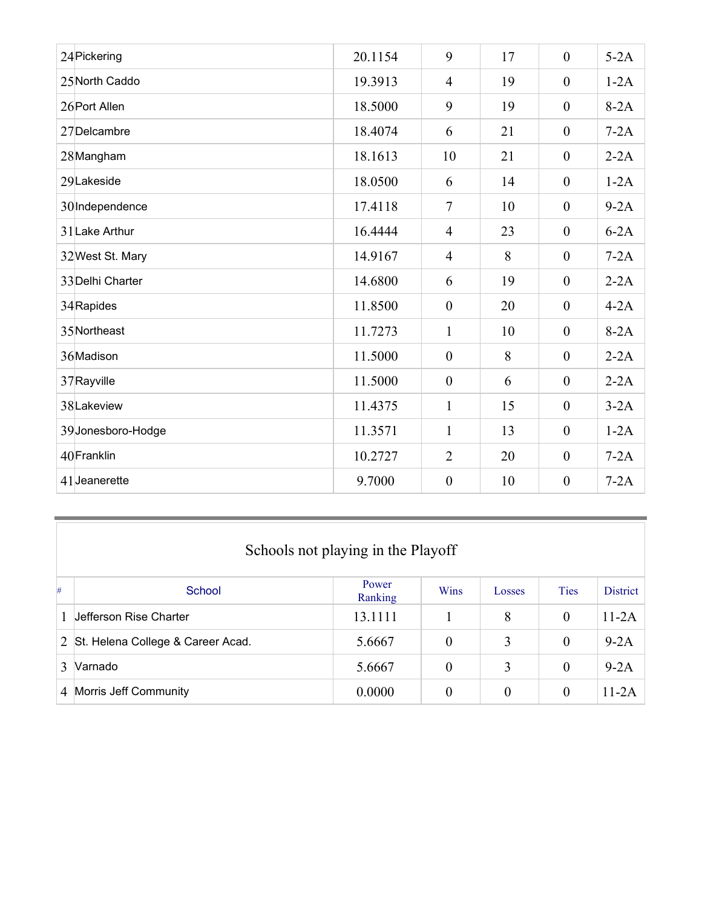| | | | | | | |
|---|---|---|---|---|---|---|
| 24 | Pickering | 20.1154 | 9 | 17 | 0 | 5-2A |
| 25 | North Caddo | 19.3913 | 4 | 19 | 0 | 1-2A |
| 26 | Port Allen | 18.5000 | 9 | 19 | 0 | 8-2A |
| 27 | Delcambre | 18.4074 | 6 | 21 | 0 | 7-2A |
| 28 | Mangham | 18.1613 | 10 | 21 | 0 | 2-2A |
| 29 | Lakeside | 18.0500 | 6 | 14 | 0 | 1-2A |
| 30 | Independence | 17.4118 | 7 | 10 | 0 | 9-2A |
| 31 | Lake Arthur | 16.4444 | 4 | 23 | 0 | 6-2A |
| 32 | West St. Mary | 14.9167 | 4 | 8 | 0 | 7-2A |
| 33 | Delhi Charter | 14.6800 | 6 | 19 | 0 | 2-2A |
| 34 | Rapides | 11.8500 | 0 | 20 | 0 | 4-2A |
| 35 | Northeast | 11.7273 | 1 | 10 | 0 | 8-2A |
| 36 | Madison | 11.5000 | 0 | 8 | 0 | 2-2A |
| 37 | Rayville | 11.5000 | 0 | 6 | 0 | 2-2A |
| 38 | Lakeview | 11.4375 | 1 | 15 | 0 | 3-2A |
| 39 | Jonesboro-Hodge | 11.3571 | 1 | 13 | 0 | 1-2A |
| 40 | Franklin | 10.2727 | 2 | 20 | 0 | 7-2A |
| 41 | Jeanerette | 9.7000 | 0 | 10 | 0 | 7-2A |

## Schools not playing in the Playoff

| # | School | Power Ranking | Wins | Losses | Ties | District |
|---|---|---|---|---|---|---|
| 1 | Jefferson Rise Charter | 13.1111 | 1 | 8 | 0 | 11-2A |
| 2 | St. Helena College & Career Acad. | 5.6667 | 0 | 3 | 0 | 9-2A |
| 3 | Varnado | 5.6667 | 0 | 3 | 0 | 9-2A |
| 4 | Morris Jeff Community | 0.0000 | 0 | 0 | 0 | 11-2A |